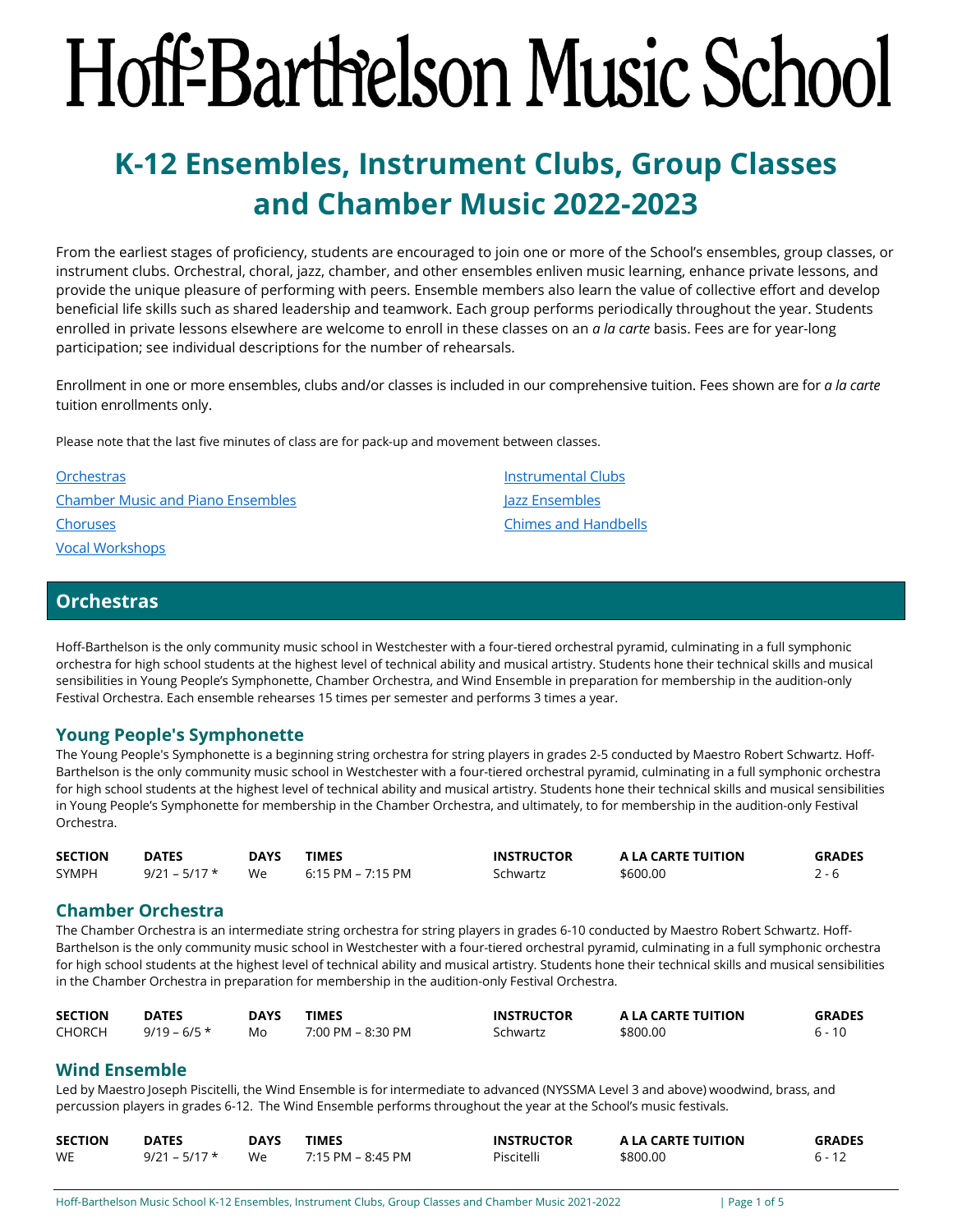# Hoff-Barthelson Music School

## K-12 Ensembles, Instrument Clubs, Group Classes and Chamber Music 2022-2023

From the earliest stages of proficiency, students are encouraged to join one or more of the School's ensembles, group classes, or instrument clubs. Orchestral, choral, jazz, chamber, and other ensembles enliven music learning, enhance private lessons, and provide the unique pleasure of performing with peers. Ensemble members also learn the value of collective effort and develop beneficial life skills such as shared leadership and teamwork. Each group performs periodically throughout the year. Students enrolled in private lessons elsewhere are welcome to enroll in these classes on an *a la carte* basis. Fees are for year-long participation; see individual descriptions for the number of rehearsals.

Enrollment in one or more ensembles, clubs and/or classes is included in our comprehensive tuition. Fees shown are for *a la carte* tuition enrollments only.

Please note that the last five minutes of class are for pack-up and movement between classes.

- Orchestras
- Chamber Music and Piano Ensembles
- Choruses
- Vocal Workshops
- Instrumental Clubs
- Jazz Ensembles
- Chimes and Handbells

## Orchestras

Hoff-Barthelson is the only community music school in Westchester with a four-tiered orchestral pyramid, culminating in a full symphonic orchestra for high school students at the highest level of technical ability and musical artistry. Students hone their technical skills and musical sensibilities in Young People's Symphonette, Chamber Orchestra, and Wind Ensemble in preparation for membership in the audition-only Festival Orchestra. Each ensemble rehearses 15 times per semester and performs 3 times a year.

### Young People's Symphonette

The Young People's Symphonette is a beginning string orchestra for string players in grades 2-5 conducted by Maestro Robert Schwartz. Hoff-Barthelson is the only community music school in Westchester with a four-tiered orchestral pyramid, culminating in a full symphonic orchestra for high school students at the highest level of technical ability and musical artistry. Students hone their technical skills and musical sensibilities in Young People's Symphonette for membership in the Chamber Orchestra, and ultimately, to for membership in the audition-only Festival Orchestra.

| SECTION | DATES | DAYS | TIMES | INSTRUCTOR | A LA CARTE TUITION | GRADES |
|---|---|---|---|---|---|---|
| SYMPH | 9/21 – 5/17 * | We | 6:15 PM – 7:15 PM | Schwartz | $600.00 | 2 - 6 |

### Chamber Orchestra

The Chamber Orchestra is an intermediate string orchestra for string players in grades 6-10 conducted by Maestro Robert Schwartz. Hoff-Barthelson is the only community music school in Westchester with a four-tiered orchestral pyramid, culminating in a full symphonic orchestra for high school students at the highest level of technical ability and musical artistry. Students hone their technical skills and musical sensibilities in the Chamber Orchestra in preparation for membership in the audition-only Festival Orchestra.

| SECTION | DATES | DAYS | TIMES | INSTRUCTOR | A LA CARTE TUITION | GRADES |
|---|---|---|---|---|---|---|
| CHORCH | 9/19 – 6/5 * | Mo | 7:00 PM – 8:30 PM | Schwartz | $800.00 | 6 - 10 |

### Wind Ensemble

Led by Maestro Joseph Piscitelli, the Wind Ensemble is for intermediate to advanced (NYSSMA Level 3 and above) woodwind, brass, and percussion players in grades 6-12. The Wind Ensemble performs throughout the year at the School's music festivals.

| SECTION | DATES | DAYS | TIMES | INSTRUCTOR | A LA CARTE TUITION | GRADES |
|---|---|---|---|---|---|---|
| WE | 9/21 – 5/17 * | We | 7:15 PM – 8:45 PM | Piscitelli | $800.00 | 6 - 12 |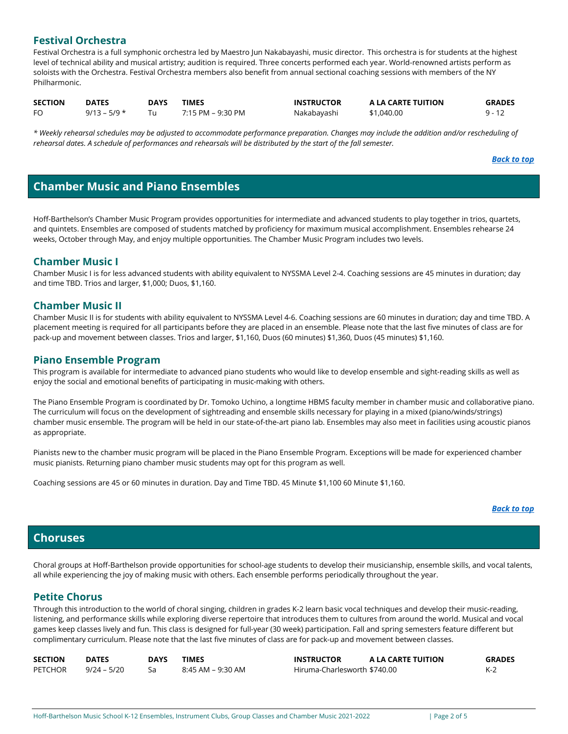## Festival Orchestra

Festival Orchestra is a full symphonic orchestra led by Maestro Jun Nakabayashi, music director. This orchestra is for students at the highest level of technical ability and musical artistry; audition is required. Three concerts performed each year. World-renowned artists perform as soloists with the Orchestra. Festival Orchestra members also benefit from annual sectional coaching sessions with members of the NY Philharmonic.

| SECTION | DATES | DAYS | TIMES | INSTRUCTOR | A LA CARTE TUITION | GRADES |
|---|---|---|---|---|---|---|
| FO | 9/13 – 5/9 * | Tu | 7:15 PM – 9:30 PM | Nakabayashi | $1,040.00 | 9 - 12 |

*\* Weekly rehearsal schedules may be adjusted to accommodate performance preparation. Changes may include the addition and/or rescheduling of rehearsal dates. A schedule of performances and rehearsals will be distributed by the start of the fall semester.*

***Back to top***

# Chamber Music and Piano Ensembles

Hoff-Barthelson's Chamber Music Program provides opportunities for intermediate and advanced students to play together in trios, quartets, and quintets. Ensembles are composed of students matched by proficiency for maximum musical accomplishment. Ensembles rehearse 24 weeks, October through May, and enjoy multiple opportunities. The Chamber Music Program includes two levels.

## Chamber Music I

Chamber Music I is for less advanced students with ability equivalent to NYSSMA Level 2-4. Coaching sessions are 45 minutes in duration; day and time TBD. Trios and larger, $1,000; Duos, $1,160.

## Chamber Music II

Chamber Music II is for students with ability equivalent to NYSSMA Level 4-6. Coaching sessions are 60 minutes in duration; day and time TBD. A placement meeting is required for all participants before they are placed in an ensemble. Please note that the last five minutes of class are for pack-up and movement between classes. Trios and larger, $1,160, Duos (60 minutes) $1,360, Duos (45 minutes) $1,160.

## Piano Ensemble Program

This program is available for intermediate to advanced piano students who would like to develop ensemble and sight-reading skills as well as enjoy the social and emotional benefits of participating in music-making with others.

The Piano Ensemble Program is coordinated by Dr. Tomoko Uchino, a longtime HBMS faculty member in chamber music and collaborative piano. The curriculum will focus on the development of sightreading and ensemble skills necessary for playing in a mixed (piano/winds/strings) chamber music ensemble. The program will be held in our state-of-the-art piano lab. Ensembles may also meet in facilities using acoustic pianos as appropriate.

Pianists new to the chamber music program will be placed in the Piano Ensemble Program. Exceptions will be made for experienced chamber music pianists. Returning piano chamber music students may opt for this program as well.

Coaching sessions are 45 or 60 minutes in duration. Day and Time TBD. 45 Minute $1,100 60 Minute $1,160.

***Back to top***

# Choruses

Choral groups at Hoff-Barthelson provide opportunities for school-age students to develop their musicianship, ensemble skills, and vocal talents, all while experiencing the joy of making music with others. Each ensemble performs periodically throughout the year.

## Petite Chorus

Through this introduction to the world of choral singing, children in grades K-2 learn basic vocal techniques and develop their music-reading, listening, and performance skills while exploring diverse repertoire that introduces them to cultures from around the world. Musical and vocal games keep classes lively and fun. This class is designed for full-year (30 week) participation. Fall and spring semesters feature different but complimentary curriculum. Please note that the last five minutes of class are for pack-up and movement between classes.

| SECTION | DATES | DAYS | TIMES | INSTRUCTOR | A LA CARTE TUITION | GRADES |
|---|---|---|---|---|---|---|
| PETCHOR | 9/24 – 5/20 | Sa | 8:45 AM – 9:30 AM | Hiruma-Charlesworth | $740.00 | K-2 |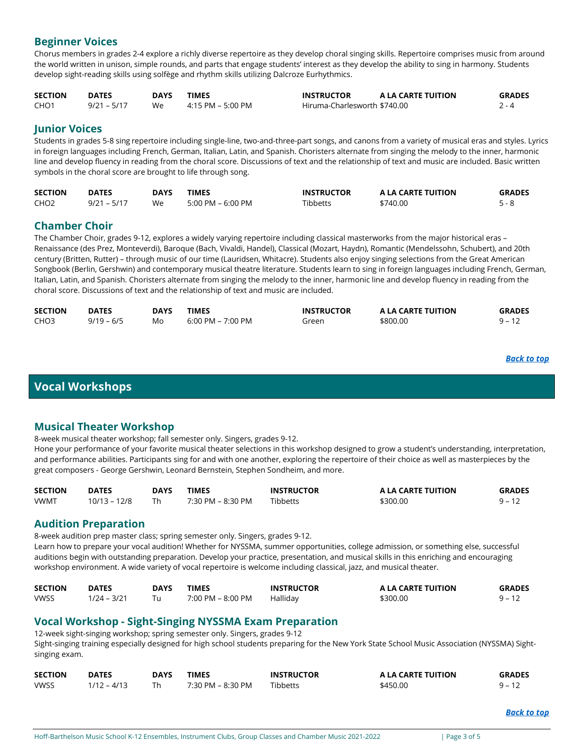### Beginner Voices

Chorus members in grades 2-4 explore a richly diverse repertoire as they develop choral singing skills. Repertoire comprises music from around the world written in unison, simple rounds, and parts that engage students' interest as they develop the ability to sing in harmony. Students develop sight-reading skills using solfège and rhythm skills utilizing Dalcroze Eurhythmics.

| SECTION | DATES | DAYS | TIMES | INSTRUCTOR | A LA CARTE TUITION | GRADES |
|---|---|---|---|---|---|---|
| CHO1 | 9/21 – 5/17 | We | 4:15 PM – 5:00 PM | Hiruma-Charlesworth | $740.00 | 2 - 4 |

### Junior Voices

Students in grades 5-8 sing repertoire including single-line, two-and-three-part songs, and canons from a variety of musical eras and styles. Lyrics in foreign languages including French, German, Italian, Latin, and Spanish. Choristers alternate from singing the melody to the inner, harmonic line and develop fluency in reading from the choral score. Discussions of text and the relationship of text and music are included. Basic written symbols in the choral score are brought to life through song.

| SECTION | DATES | DAYS | TIMES | INSTRUCTOR | A LA CARTE TUITION | GRADES |
|---|---|---|---|---|---|---|
| CHO2 | 9/21 – 5/17 | We | 5:00 PM – 6:00 PM | Tibbetts | $740.00 | 5 - 8 |

### Chamber Choir

The Chamber Choir, grades 9-12, explores a widely varying repertoire including classical masterworks from the major historical eras – Renaissance (des Prez, Monteverdi), Baroque (Bach, Vivaldi, Handel), Classical (Mozart, Haydn), Romantic (Mendelssohn, Schubert), and 20th century (Britten, Rutter) – through music of our time (Lauridsen, Whitacre). Students also enjoy singing selections from the Great American Songbook (Berlin, Gershwin) and contemporary musical theatre literature. Students learn to sing in foreign languages including French, German, Italian, Latin, and Spanish. Choristers alternate from singing the melody to the inner, harmonic line and develop fluency in reading from the choral score. Discussions of text and the relationship of text and music are included.

| SECTION | DATES | DAYS | TIMES | INSTRUCTOR | A LA CARTE TUITION | GRADES |
|---|---|---|---|---|---|---|
| CHO3 | 9/19 – 6/5 | Mo | 6:00 PM – 7:00 PM | Green | $800.00 | 9 – 12 |

*Back to top*

## Vocal Workshops

### Musical Theater Workshop

8-week musical theater workshop; fall semester only. Singers, grades 9-12.
Hone your performance of your favorite musical theater selections in this workshop designed to grow a student's understanding, interpretation, and performance abilities. Participants sing for and with one another, exploring the repertoire of their choice as well as masterpieces by the great composers - George Gershwin, Leonard Bernstein, Stephen Sondheim, and more.

| SECTION | DATES | DAYS | TIMES | INSTRUCTOR | A LA CARTE TUITION | GRADES |
|---|---|---|---|---|---|---|
| VWMT | 10/13 – 12/8 | Th | 7:30 PM – 8:30 PM | Tibbetts | $300.00 | 9 – 12 |

### Audition Preparation

8-week audition prep master class; spring semester only. Singers, grades 9-12.
Learn how to prepare your vocal audition! Whether for NYSSMA, summer opportunities, college admission, or something else, successful auditions begin with outstanding preparation. Develop your practice, presentation, and musical skills in this enriching and encouraging workshop environment. A wide variety of vocal repertoire is welcome including classical, jazz, and musical theater.

| SECTION | DATES | DAYS | TIMES | INSTRUCTOR | A LA CARTE TUITION | GRADES |
|---|---|---|---|---|---|---|
| VWSS | 1/24 – 3/21 | Tu | 7:00 PM – 8:00 PM | Halliday | $300.00 | 9 – 12 |

### Vocal Workshop - Sight-Singing NYSSMA Exam Preparation

12-week sight-singing workshop; spring semester only. Singers, grades 9-12
Sight-singing training especially designed for high school students preparing for the New York State School Music Association (NYSSMA) Sight-singing exam.

| SECTION | DATES | DAYS | TIMES | INSTRUCTOR | A LA CARTE TUITION | GRADES |
|---|---|---|---|---|---|---|
| VWSS | 1/12 – 4/13 | Th | 7:30 PM – 8:30 PM | Tibbetts | $450.00 | 9 – 12 |

*Back to top*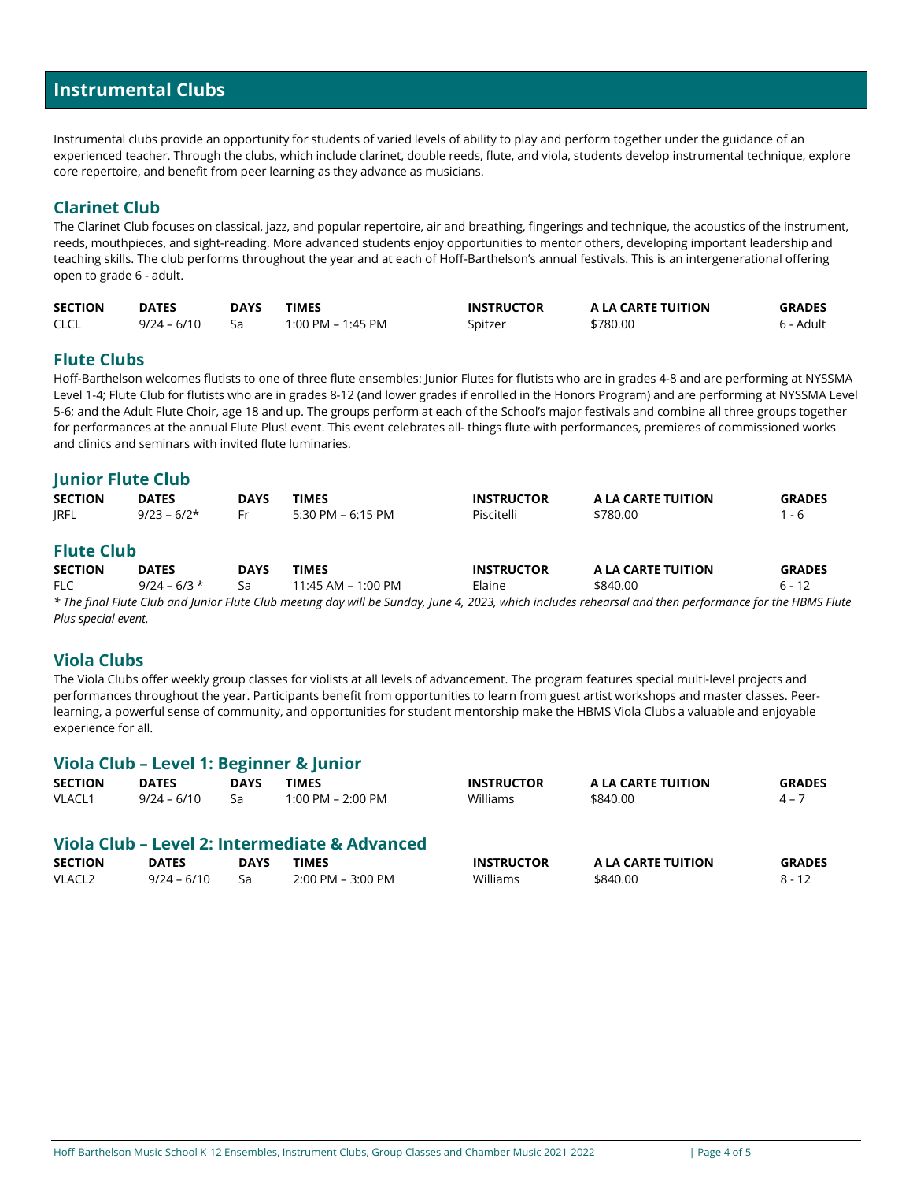## Instrumental Clubs

Instrumental clubs provide an opportunity for students of varied levels of ability to play and perform together under the guidance of an experienced teacher. Through the clubs, which include clarinet, double reeds, flute, and viola, students develop instrumental technique, explore core repertoire, and benefit from peer learning as they advance as musicians.

### Clarinet Club

The Clarinet Club focuses on classical, jazz, and popular repertoire, air and breathing, fingerings and technique, the acoustics of the instrument, reeds, mouthpieces, and sight-reading. More advanced students enjoy opportunities to mentor others, developing important leadership and teaching skills. The club performs throughout the year and at each of Hoff-Barthelson's annual festivals. This is an intergenerational offering open to grade 6 - adult.

| SECTION | DATES | DAYS | TIMES | INSTRUCTOR | A LA CARTE TUITION | GRADES |
|---|---|---|---|---|---|---|
| CLCL | 9/24 – 6/10 | Sa | 1:00 PM – 1:45 PM | Spitzer | $780.00 | 6 - Adult |

### Flute Clubs

Hoff-Barthelson welcomes flutists to one of three flute ensembles: Junior Flutes for flutists who are in grades 4-8 and are performing at NYSSMA Level 1-4; Flute Club for flutists who are in grades 8-12 (and lower grades if enrolled in the Honors Program) and are performing at NYSSMA Level 5-6; and the Adult Flute Choir, age 18 and up. The groups perform at each of the School's major festivals and combine all three groups together for performances at the annual Flute Plus! event. This event celebrates all- things flute with performances, premieres of commissioned works and clinics and seminars with invited flute luminaries.

### Junior Flute Club

| SECTION | DATES | DAYS | TIMES | INSTRUCTOR | A LA CARTE TUITION | GRADES |
|---|---|---|---|---|---|---|
| JRFL | 9/23 – 6/2* | Fr | 5:30 PM – 6:15 PM | Piscitelli | $780.00 | 1 - 6 |

### Flute Club

| SECTION | DATES | DAYS | TIMES | INSTRUCTOR | A LA CARTE TUITION | GRADES |
|---|---|---|---|---|---|---|
| FLC | 9/24 – 6/3 * | Sa | 11:45 AM – 1:00 PM | Elaine | $840.00 | 6 - 12 |

*\* The final Flute Club and Junior Flute Club meeting day will be Sunday, June 4, 2023, which includes rehearsal and then performance for the HBMS Flute Plus special event.*

### Viola Clubs

The Viola Clubs offer weekly group classes for violists at all levels of advancement. The program features special multi-level projects and performances throughout the year. Participants benefit from opportunities to learn from guest artist workshops and master classes. Peer-learning, a powerful sense of community, and opportunities for student mentorship make the HBMS Viola Clubs a valuable and enjoyable experience for all.

### Viola Club – Level 1: Beginner & Junior

| SECTION | DATES | DAYS | TIMES | INSTRUCTOR | A LA CARTE TUITION | GRADES |
|---|---|---|---|---|---|---|
| VLACL1 | 9/24 – 6/10 | Sa | 1:00 PM – 2:00 PM | Williams | $840.00 | 4 – 7 |

### Viola Club – Level 2: Intermediate & Advanced

| SECTION | DATES | DAYS | TIMES | INSTRUCTOR | A LA CARTE TUITION | GRADES |
|---|---|---|---|---|---|---|
| VLACL2 | 9/24 – 6/10 | Sa | 2:00 PM – 3:00 PM | Williams | $840.00 | 8 - 12 |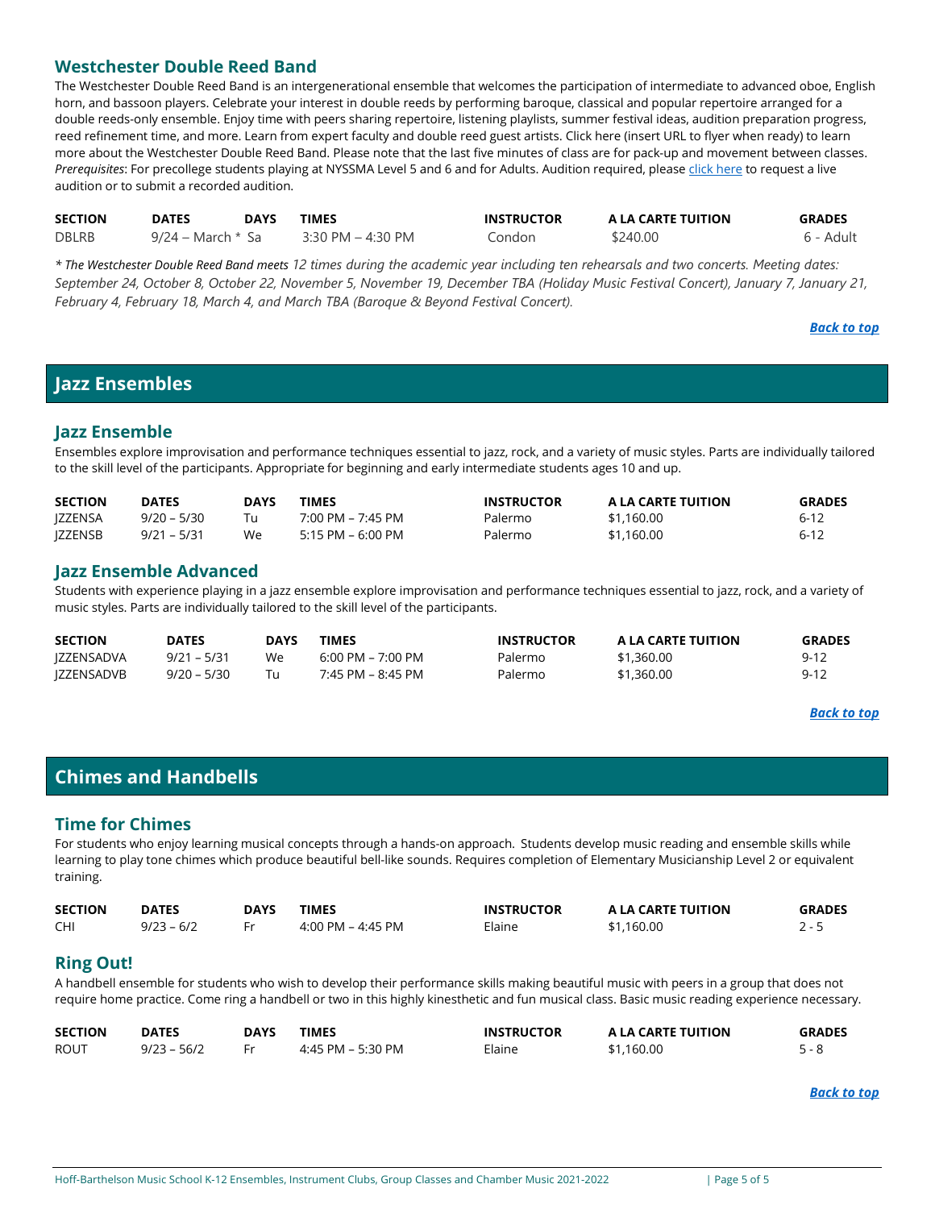### Westchester Double Reed Band

The Westchester Double Reed Band is an intergenerational ensemble that welcomes the participation of intermediate to advanced oboe, English horn, and bassoon players. Celebrate your interest in double reeds by performing baroque, classical and popular repertoire arranged for a double reeds-only ensemble. Enjoy time with peers sharing repertoire, listening playlists, summer festival ideas, audition preparation progress, reed refinement time, and more. Learn from expert faculty and double reed guest artists. Click here (insert URL to flyer when ready) to learn more about the Westchester Double Reed Band. Please note that the last five minutes of class are for pack-up and movement between classes. *Prerequisites*: For precollege students playing at NYSSMA Level 5 and 6 and for Adults. Audition required, please click here to request a live audition or to submit a recorded audition.

| SECTION | DATES | DAYS | TIMES | INSTRUCTOR | A LA CARTE TUITION | GRADES |
|---|---|---|---|---|---|---|
| DBLRB | 9/24 – March * | Sa | 3:30 PM – 4:30 PM | Condon | $240.00 | 6 - Adult |

*\* The Westchester Double Reed Band meets 12 times during the academic year including ten rehearsals and two concerts. Meeting dates: September 24, October 8, October 22, November 5, November 19, December TBA (Holiday Music Festival Concert), January 7, January 21, February 4, February 18, March 4, and March TBA (Baroque & Beyond Festival Concert).*

***Back to top***

## Jazz Ensembles

### Jazz Ensemble

Ensembles explore improvisation and performance techniques essential to jazz, rock, and a variety of music styles. Parts are individually tailored to the skill level of the participants. Appropriate for beginning and early intermediate students ages 10 and up.

| SECTION | DATES | DAYS | TIMES | INSTRUCTOR | A LA CARTE TUITION | GRADES |
|---|---|---|---|---|---|---|
| JZZENSA | 9/20 – 5/30 | Tu | 7:00 PM – 7:45 PM | Palermo | $1,160.00 | 6-12 |
| JZZENSB | 9/21 – 5/31 | We | 5:15 PM – 6:00 PM | Palermo | $1,160.00 | 6-12 |

### Jazz Ensemble Advanced

Students with experience playing in a jazz ensemble explore improvisation and performance techniques essential to jazz, rock, and a variety of music styles. Parts are individually tailored to the skill level of the participants.

| SECTION | DATES | DAYS | TIMES | INSTRUCTOR | A LA CARTE TUITION | GRADES |
|---|---|---|---|---|---|---|
| JZZENSADVA | 9/21 – 5/31 | We | 6:00 PM – 7:00 PM | Palermo | $1,360.00 | 9-12 |
| JZZENSADVB | 9/20 – 5/30 | Tu | 7:45 PM – 8:45 PM | Palermo | $1,360.00 | 9-12 |

***Back to top***

## Chimes and Handbells

### Time for Chimes

For students who enjoy learning musical concepts through a hands-on approach. Students develop music reading and ensemble skills while learning to play tone chimes which produce beautiful bell-like sounds. Requires completion of Elementary Musicianship Level 2 or equivalent training.

| SECTION | DATES | DAYS | TIMES | INSTRUCTOR | A LA CARTE TUITION | GRADES |
|---|---|---|---|---|---|---|
| CHI | 9/23 – 6/2 | Fr | 4:00 PM – 4:45 PM | Elaine | $1,160.00 | 2 - 5 |

### Ring Out!

A handbell ensemble for students who wish to develop their performance skills making beautiful music with peers in a group that does not require home practice. Come ring a handbell or two in this highly kinesthetic and fun musical class. Basic music reading experience necessary.

| SECTION | DATES | DAYS | TIMES | INSTRUCTOR | A LA CARTE TUITION | GRADES |
|---|---|---|---|---|---|---|
| ROUT | 9/23 – 56/2 | Fr | 4:45 PM – 5:30 PM | Elaine | $1,160.00 | 5 - 8 |

***Back to top***